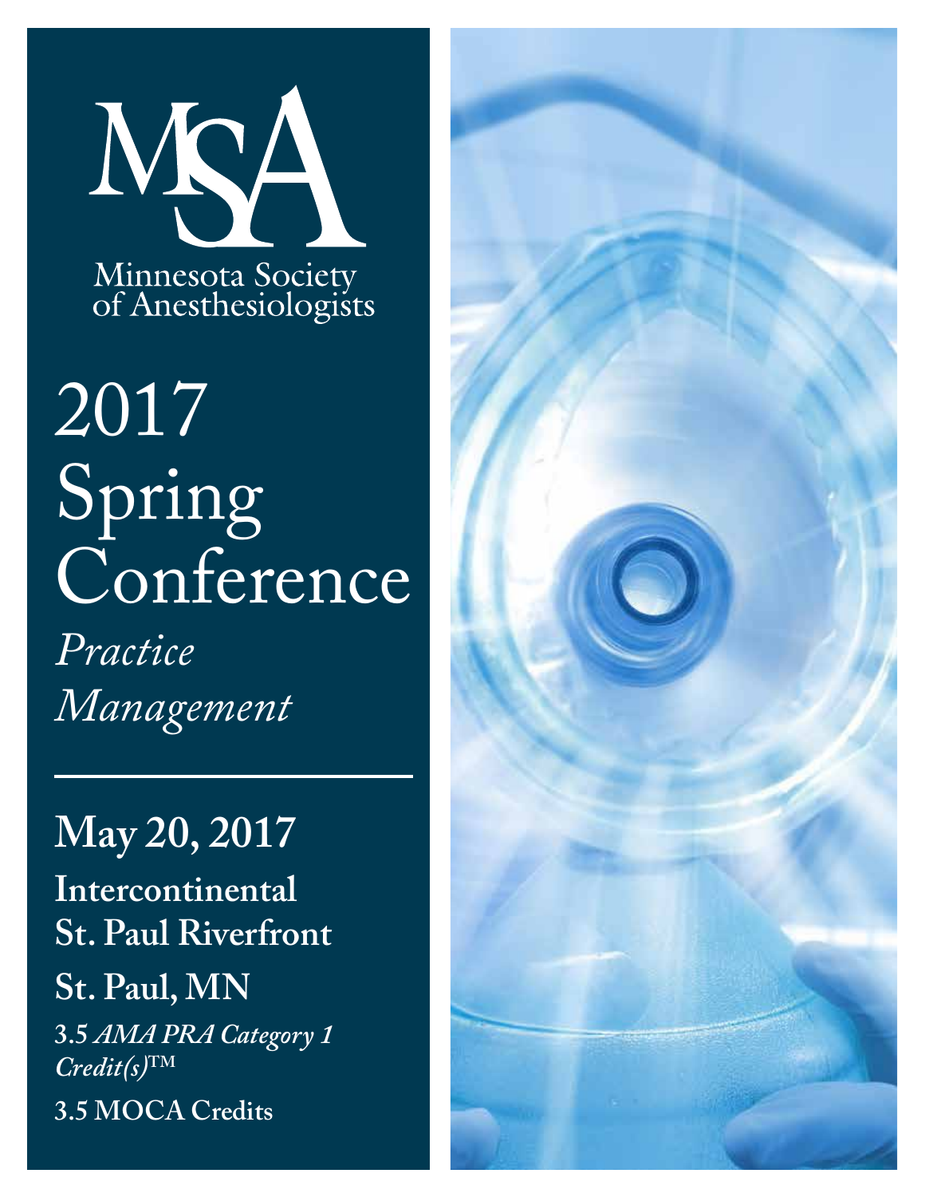MSA

Minnesota Society of Anesthesiologists

# 2017 Spring Conference

*Practice Management*

**May 20, 2017**

**Intercontinental St. Paul Riverfront**

**St. Paul, MN**

**3.5 *AMA PRA Category 1 Credit(s)*™**

**3.5 MOCA Credits**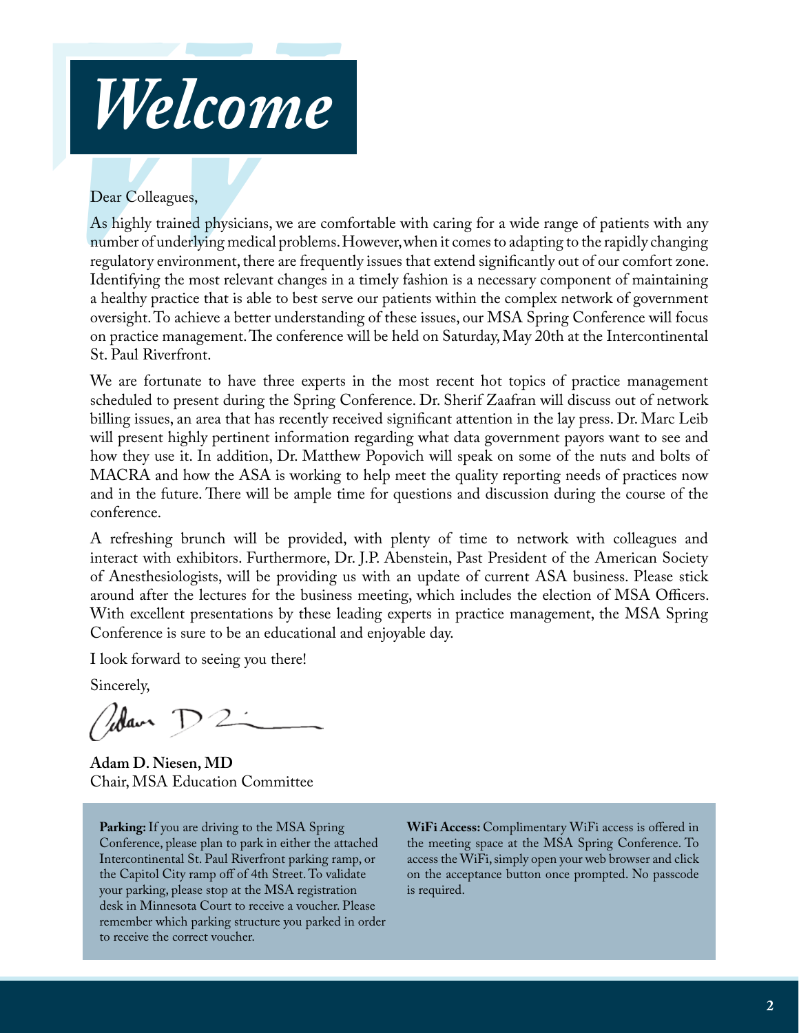# *Welcome*

Dear Colleagues,

As highly trained physicians, we are comfortable with caring for a wide range of patients with any number of underlying medical problems. However, when it comes to adapting to the rapidly changing regulatory environment, there are frequently issues that extend significantly out of our comfort zone. Identifying the most relevant changes in a timely fashion is a necessary component of maintaining a healthy practice that is able to best serve our patients within the complex network of government oversight. To achieve a better understanding of these issues, our MSA Spring Conference will focus on practice management. The conference will be held on Saturday, May 20th at the Intercontinental St. Paul Riverfront.

We are fortunate to have three experts in the most recent hot topics of practice management scheduled to present during the Spring Conference. Dr. Sherif Zaafran will discuss out of network billing issues, an area that has recently received significant attention in the lay press. Dr. Marc Leib will present highly pertinent information regarding what data government payors want to see and how they use it. In addition, Dr. Matthew Popovich will speak on some of the nuts and bolts of MACRA and how the ASA is working to help meet the quality reporting needs of practices now and in the future. There will be ample time for questions and discussion during the course of the conference.

A refreshing brunch will be provided, with plenty of time to network with colleagues and interact with exhibitors. Furthermore, Dr. J.P. Abenstein, Past President of the American Society of Anesthesiologists, will be providing us with an update of current ASA business. Please stick around after the lectures for the business meeting, which includes the election of MSA Officers. With excellent presentations by these leading experts in practice management, the MSA Spring Conference is sure to be an educational and enjoyable day.

I look forward to seeing you there!

Sincerely,

**Adam D. Niesen, MD**
Chair, MSA Education Committee

**Parking:** If you are driving to the MSA Spring Conference, please plan to park in either the attached Intercontinental St. Paul Riverfront parking ramp, or the Capitol City ramp off of 4th Street. To validate your parking, please stop at the MSA registration desk in Minnesota Court to receive a voucher. Please remember which parking structure you parked in order to receive the correct voucher.

**WiFi Access:** Complimentary WiFi access is offered in the meeting space at the MSA Spring Conference. To access the WiFi, simply open your web browser and click on the acceptance button once prompted. No passcode is required.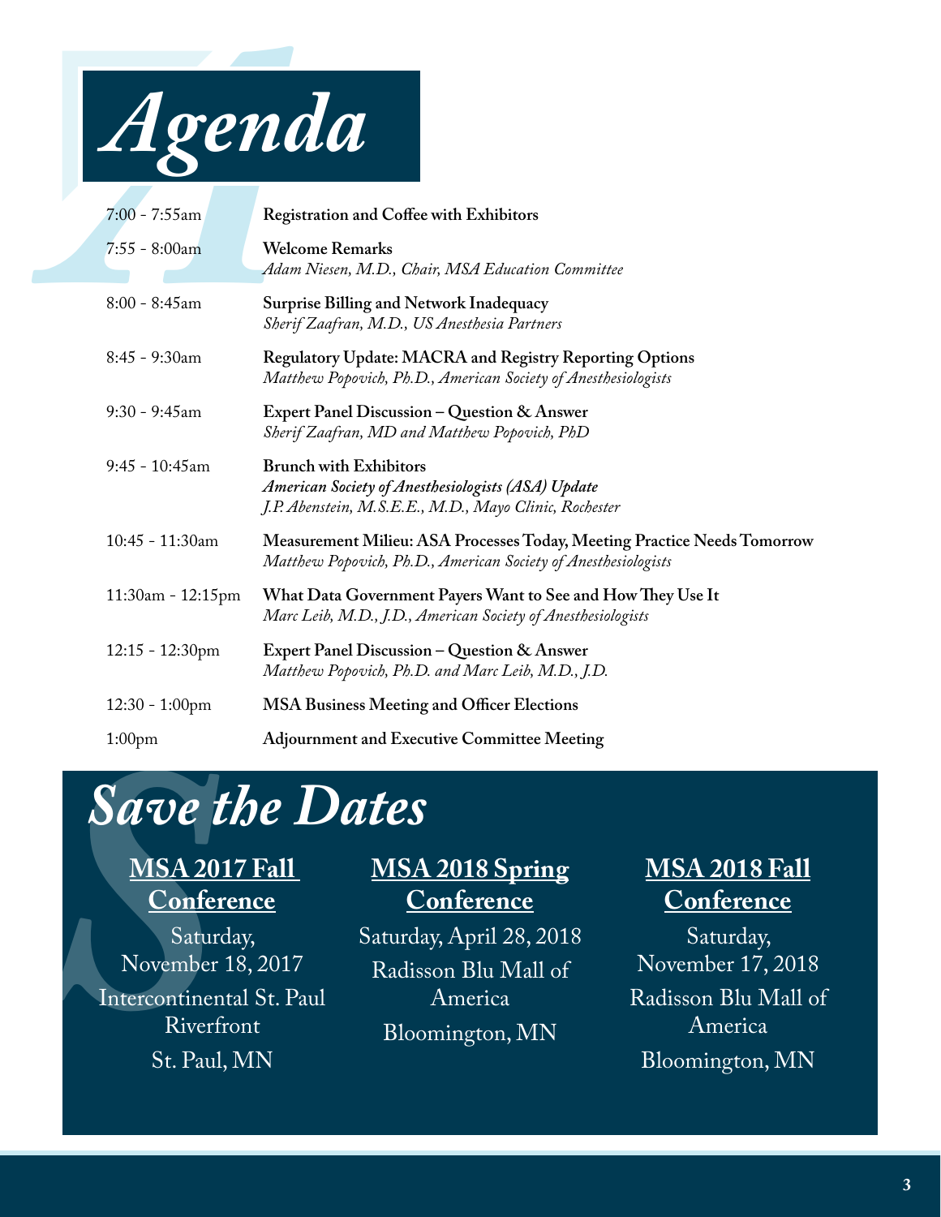# *Agenda*

| | |
|---|---|
| 7:00 - 7:55am | **Registration and Coffee with Exhibitors** |
| 7:55 - 8:00am | **Welcome Remarks**<br>*Adam Niesen, M.D., Chair, MSA Education Committee* |
| 8:00 - 8:45am | **Surprise Billing and Network Inadequacy**<br>*Sherif Zaafran, M.D., US Anesthesia Partners* |
| 8:45 - 9:30am | **Regulatory Update: MACRA and Registry Reporting Options**<br>*Matthew Popovich, Ph.D., American Society of Anesthesiologists* |
| 9:30 - 9:45am | **Expert Panel Discussion – Question & Answer**<br>*Sherif Zaafran, MD and Matthew Popovich, PhD* |
| 9:45 - 10:45am | **Brunch with Exhibitors**<br>***American Society of Anesthesiologists (ASA) Update***<br>*J.P. Abenstein, M.S.E.E., M.D., Mayo Clinic, Rochester* |
| 10:45 - 11:30am | **Measurement Milieu: ASA Processes Today, Meeting Practice Needs Tomorrow**<br>*Matthew Popovich, Ph.D., American Society of Anesthesiologists* |
| 11:30am - 12:15pm | **What Data Government Payers Want to See and How They Use It**<br>*Marc Leib, M.D., J.D., American Society of Anesthesiologists* |
| 12:15 - 12:30pm | **Expert Panel Discussion – Question & Answer**<br>*Matthew Popovich, Ph.D. and Marc Leib, M.D., J.D.* |
| 12:30 - 1:00pm | **MSA Business Meeting and Officer Elections** |
| 1:00pm | **Adjournment and Executive Committee Meeting** |

# *Save the Dates*

## MSA 2017 Fall Conference

Saturday, November 18, 2017

Intercontinental St. Paul Riverfront

St. Paul, MN

## MSA 2018 Spring Conference

Saturday, April 28, 2018

Radisson Blu Mall of America

Bloomington, MN

## MSA 2018 Fall Conference

Saturday, November 17, 2018

Radisson Blu Mall of America

Bloomington, MN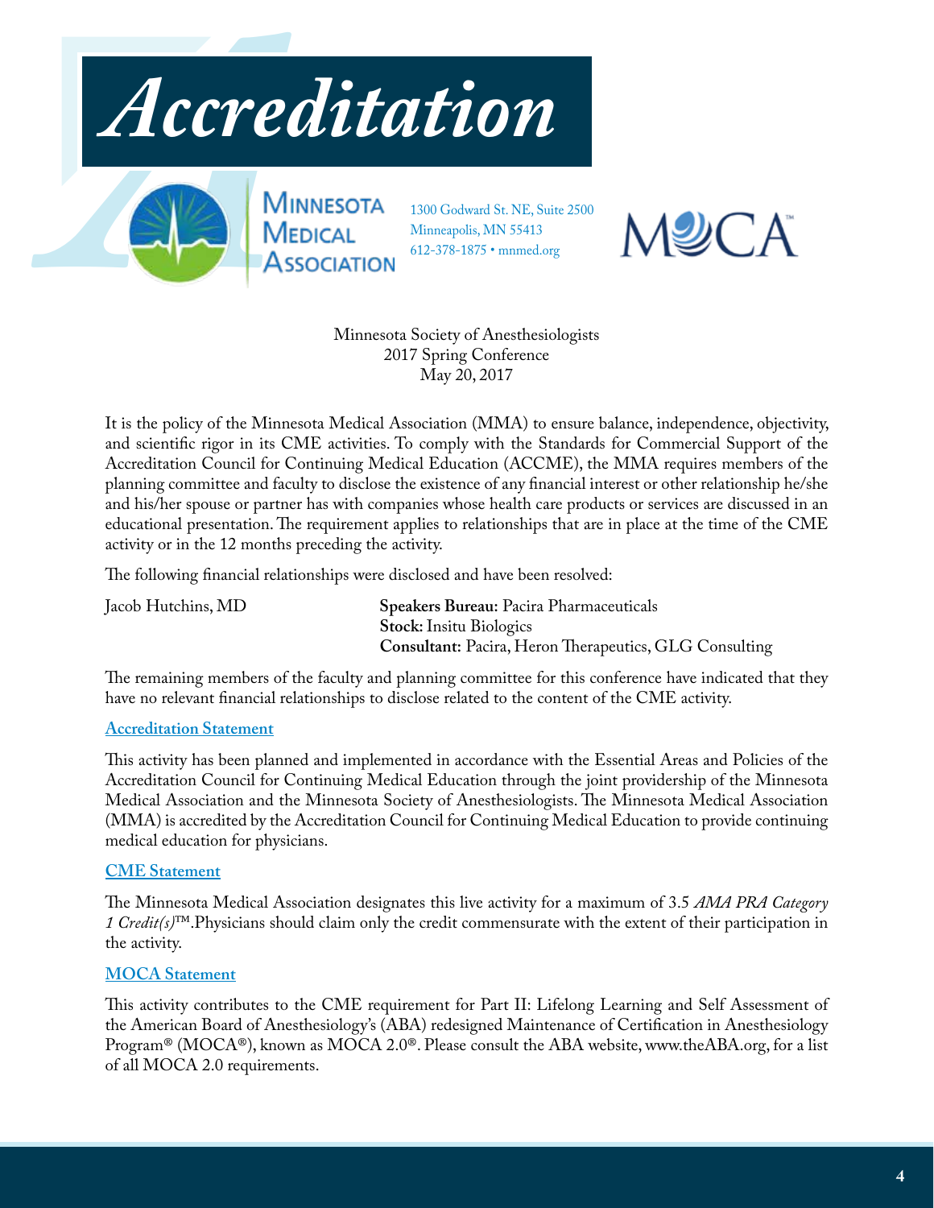# Accreditation

Minnesota Medical Association

1300 Godward St. NE, Suite 2500
Minneapolis, MN 55413
612-378-1875 • mnmed.org

MOCA™

Minnesota Society of Anesthesiologists
2017 Spring Conference
May 20, 2017

It is the policy of the Minnesota Medical Association (MMA) to ensure balance, independence, objectivity, and scientific rigor in its CME activities. To comply with the Standards for Commercial Support of the Accreditation Council for Continuing Medical Education (ACCME), the MMA requires members of the planning committee and faculty to disclose the existence of any financial interest or other relationship he/she and his/her spouse or partner has with companies whose health care products or services are discussed in an educational presentation. The requirement applies to relationships that are in place at the time of the CME activity or in the 12 months preceding the activity.

The following financial relationships were disclosed and have been resolved:

Jacob Hutchins, MD

**Speakers Bureau:** Pacira Pharmaceuticals
**Stock:** Insitu Biologics
**Consultant:** Pacira, Heron Therapeutics, GLG Consulting

The remaining members of the faculty and planning committee for this conference have indicated that they have no relevant financial relationships to disclose related to the content of the CME activity.

## Accreditation Statement

This activity has been planned and implemented in accordance with the Essential Areas and Policies of the Accreditation Council for Continuing Medical Education through the joint providership of the Minnesota Medical Association and the Minnesota Society of Anesthesiologists. The Minnesota Medical Association (MMA) is accredited by the Accreditation Council for Continuing Medical Education to provide continuing medical education for physicians.

## CME Statement

The Minnesota Medical Association designates this live activity for a maximum of 3.5 *AMA PRA Category 1 Credit(s)*™. Physicians should claim only the credit commensurate with the extent of their participation in the activity.

## MOCA Statement

This activity contributes to the CME requirement for Part II: Lifelong Learning and Self Assessment of the American Board of Anesthesiology's (ABA) redesigned Maintenance of Certification in Anesthesiology Program® (MOCA®), known as MOCA 2.0®. Please consult the ABA website, www.theABA.org, for a list of all MOCA 2.0 requirements.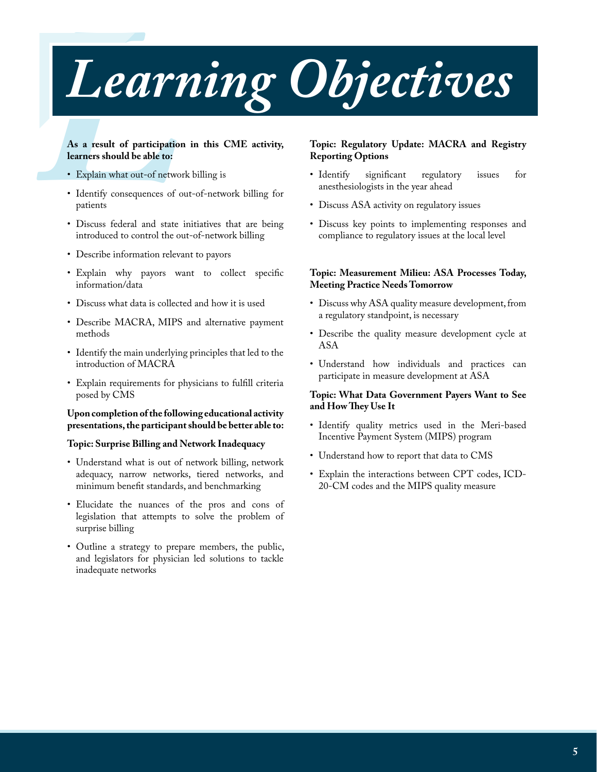# Learning Objectives

**As a result of participation in this CME activity, learners should be able to:**

- Explain what out-of network billing is
- Identify consequences of out-of-network billing for patients
- Discuss federal and state initiatives that are being introduced to control the out-of-network billing
- Describe information relevant to payors
- Explain why payors want to collect specific information/data
- Discuss what data is collected and how it is used
- Describe MACRA, MIPS and alternative payment methods
- Identify the main underlying principles that led to the introduction of MACRA
- Explain requirements for physicians to fulfill criteria posed by CMS

**Upon completion of the following educational activity presentations, the participant should be better able to:**

**Topic: Surprise Billing and Network Inadequacy**

- Understand what is out of network billing, network adequacy, narrow networks, tiered networks, and minimum benefit standards, and benchmarking
- Elucidate the nuances of the pros and cons of legislation that attempts to solve the problem of surprise billing
- Outline a strategy to prepare members, the public, and legislators for physician led solutions to tackle inadequate networks

**Topic: Regulatory Update: MACRA and Registry Reporting Options**

- Identify significant regulatory issues for anesthesiologists in the year ahead
- Discuss ASA activity on regulatory issues
- Discuss key points to implementing responses and compliance to regulatory issues at the local level

**Topic: Measurement Milieu: ASA Processes Today, Meeting Practice Needs Tomorrow**

- Discuss why ASA quality measure development, from a regulatory standpoint, is necessary
- Describe the quality measure development cycle at ASA
- Understand how individuals and practices can participate in measure development at ASA

**Topic: What Data Government Payers Want to See and How They Use It**

- Identify quality metrics used in the Meri-based Incentive Payment System (MIPS) program
- Understand how to report that data to CMS
- Explain the interactions between CPT codes, ICD-20-CM codes and the MIPS quality measure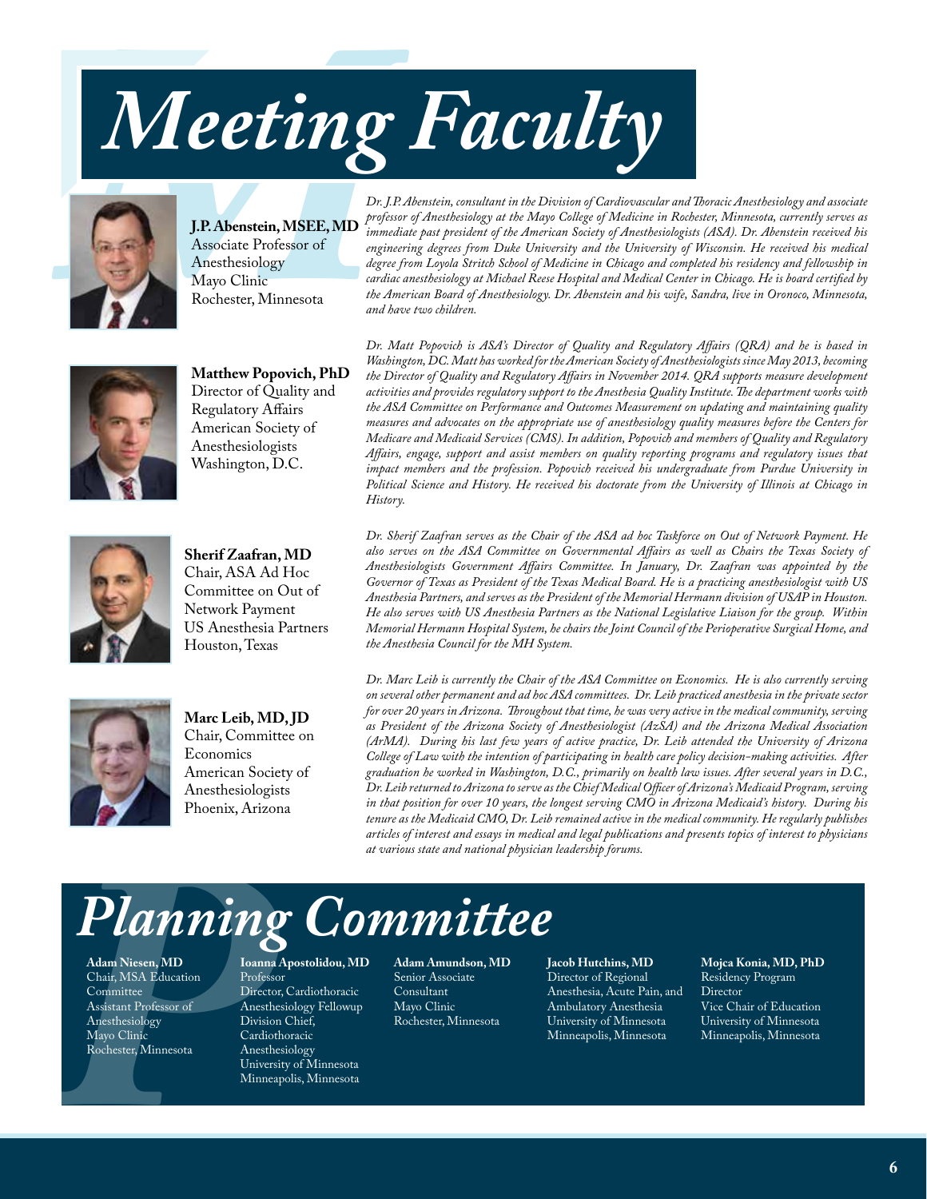# Meeting Faculty

**J.P. Abenstein, MSEE, MD**
Associate Professor of Anesthesiology
Mayo Clinic
Rochester, Minnesota

*Dr. J.P. Abenstein, consultant in the Division of Cardiovascular and Thoracic Anesthesiology and associate professor of Anesthesiology at the Mayo College of Medicine in Rochester, Minnesota, currently serves as immediate past president of the American Society of Anesthesiologists (ASA). Dr. Abenstein received his engineering degrees from Duke University and the University of Wisconsin. He received his medical degree from Loyola Stritch School of Medicine in Chicago and completed his residency and fellowship in cardiac anesthesiology at Michael Reese Hospital and Medical Center in Chicago. He is board certified by the American Board of Anesthesiology. Dr. Abenstein and his wife, Sandra, live in Oronoco, Minnesota, and have two children.*

**Matthew Popovich, PhD**
Director of Quality and Regulatory Affairs
American Society of Anesthesiologists
Washington, D.C.

*Dr. Matt Popovich is ASA's Director of Quality and Regulatory Affairs (QRA) and he is based in Washington, DC. Matt has worked for the American Society of Anesthesiologists since May 2013, becoming the Director of Quality and Regulatory Affairs in November 2014. QRA supports measure development activities and provides regulatory support to the Anesthesia Quality Institute. The department works with the ASA Committee on Performance and Outcomes Measurement on updating and maintaining quality measures and advocates on the appropriate use of anesthesiology quality measures before the Centers for Medicare and Medicaid Services (CMS). In addition, Popovich and members of Quality and Regulatory Affairs, engage, support and assist members on quality reporting programs and regulatory issues that impact members and the profession. Popovich received his undergraduate from Purdue University in Political Science and History. He received his doctorate from the University of Illinois at Chicago in History.*

**Sherif Zaafran, MD**
Chair, ASA Ad Hoc Committee on Out of Network Payment
US Anesthesia Partners
Houston, Texas

*Dr. Sherif Zaafran serves as the Chair of the ASA ad hoc Taskforce on Out of Network Payment. He also serves on the ASA Committee on Governmental Affairs as well as Chairs the Texas Society of Anesthesiologists Government Affairs Committee. In January, Dr. Zaafran was appointed by the Governor of Texas as President of the Texas Medical Board. He is a practicing anesthesiologist with US Anesthesia Partners, and serves as the President of the Memorial Hermann division of USAP in Houston. He also serves with US Anesthesia Partners as the National Legislative Liaison for the group. Within Memorial Hermann Hospital System, he chairs the Joint Council of the Perioperative Surgical Home, and the Anesthesia Council for the MH System.*

**Marc Leib, MD, JD**
Chair, Committee on Economics
American Society of Anesthesiologists
Phoenix, Arizona

*Dr. Marc Leib is currently the Chair of the ASA Committee on Economics. He is also currently serving on several other permanent and ad hoc ASA committees. Dr. Leib practiced anesthesia in the private sector for over 20 years in Arizona. Throughout that time, he was very active in the medical community, serving as President of the Arizona Society of Anesthesiologist (AzSA) and the Arizona Medical Association (ArMA). During his last few years of active practice, Dr. Leib attended the University of Arizona College of Law with the intention of participating in health care policy decision-making activities. After graduation he worked in Washington, D.C., primarily on health law issues. After several years in D.C., Dr. Leib returned to Arizona to serve as the Chief Medical Officer of Arizona's Medicaid Program, serving in that position for over 10 years, the longest serving CMO in Arizona Medicaid's history. During his tenure as the Medicaid CMO, Dr. Leib remained active in the medical community. He regularly publishes articles of interest and essays in medical and legal publications and presents topics of interest to physicians at various state and national physician leadership forums.*

# Planning Committee

**Adam Niesen, MD**
Chair, MSA Education Committee
Assistant Professor of Anesthesiology
Mayo Clinic
Rochester, Minnesota

**Ioanna Apostolidou, MD**
Professor
Director, Cardiothoracic Anesthesiology Fellowup
Division Chief, Cardiothoracic Anesthesiology
University of Minnesota
Minneapolis, Minnesota

**Adam Amundson, MD**
Senior Associate Consultant
Mayo Clinic
Rochester, Minnesota

**Jacob Hutchins, MD**
Director of Regional Anesthesia, Acute Pain, and Ambulatory Anesthesia
University of Minnesota
Minneapolis, Minnesota

**Mojca Konia, MD, PhD**
Residency Program Director
Vice Chair of Education
University of Minnesota
Minneapolis, Minnesota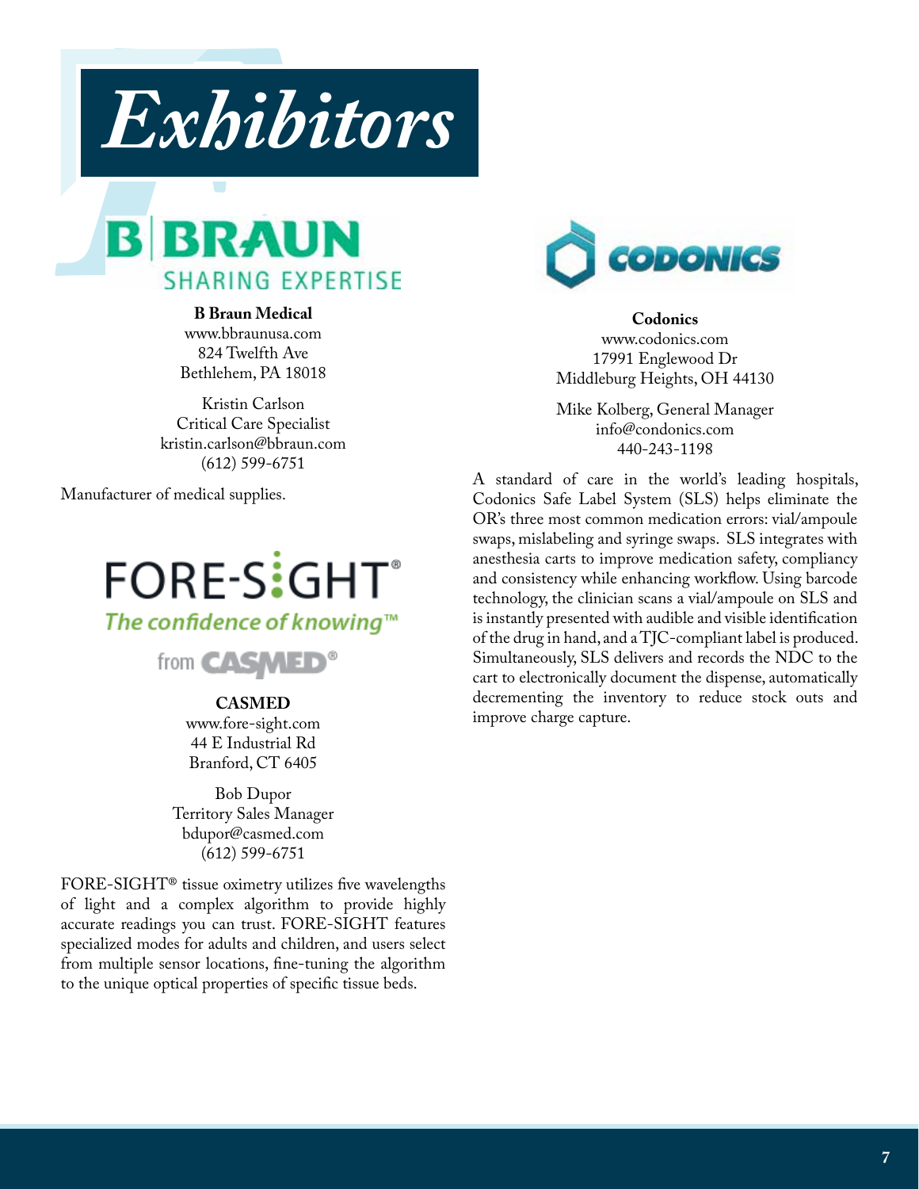# Exhibitors

B|BRAUN
SHARING EXPERTISE

**B Braun Medical**
www.bbraunusa.com
824 Twelfth Ave
Bethlehem, PA 18018

Kristin Carlson
Critical Care Specialist
kristin.carlson@bbraun.com
(612) 599-6751

Manufacturer of medical supplies.

FORE-SIGHT®
*The confidence of knowing™*
from CASMED®

**CASMED**
www.fore-sight.com
44 E Industrial Rd
Branford, CT 6405

Bob Dupor
Territory Sales Manager
bdupor@casmed.com
(612) 599-6751

FORE-SIGHT® tissue oximetry utilizes five wavelengths of light and a complex algorithm to provide highly accurate readings you can trust. FORE-SIGHT features specialized modes for adults and children, and users select from multiple sensor locations, fine-tuning the algorithm to the unique optical properties of specific tissue beds.

CODONICS

**Codonics**
www.codonics.com
17991 Englewood Dr
Middleburg Heights, OH 44130

Mike Kolberg, General Manager
info@condonics.com
440-243-1198

A standard of care in the world's leading hospitals, Codonics Safe Label System (SLS) helps eliminate the OR's three most common medication errors: vial/ampoule swaps, mislabeling and syringe swaps. SLS integrates with anesthesia carts to improve medication safety, compliancy and consistency while enhancing workflow. Using barcode technology, the clinician scans a vial/ampoule on SLS and is instantly presented with audible and visible identification of the drug in hand, and a TJC-compliant label is produced. Simultaneously, SLS delivers and records the NDC to the cart to electronically document the dispense, automatically decrementing the inventory to reduce stock outs and improve charge capture.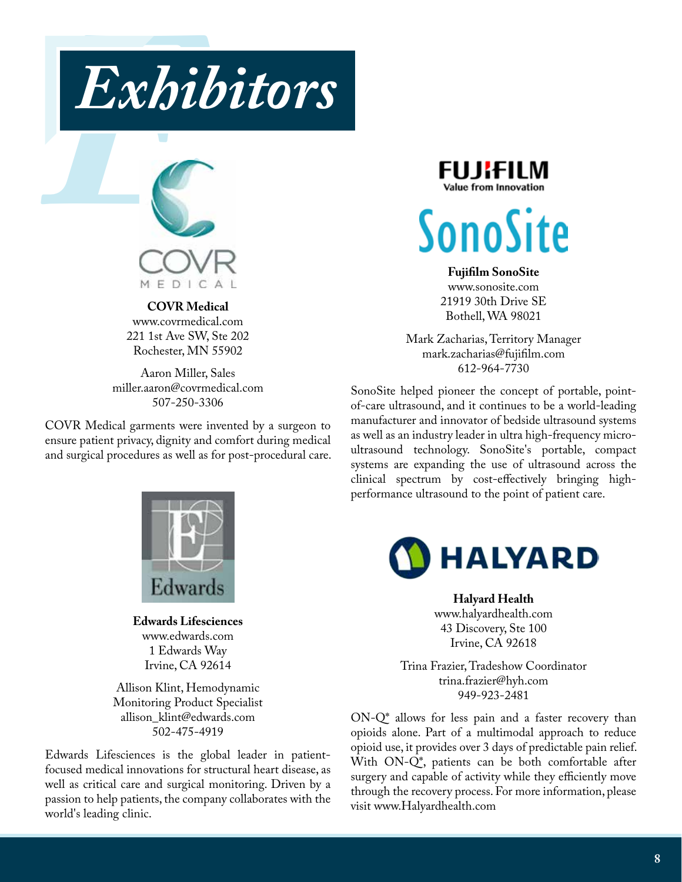# Exhibitors

**COVR Medical**
www.covrmedical.com
221 1st Ave SW, Ste 202
Rochester, MN 55902

Aaron Miller, Sales
miller.aaron@covrmedical.com
507-250-3306

COVR Medical garments were invented by a surgeon to ensure patient privacy, dignity and comfort during medical and surgical procedures as well as for post-procedural care.

**Edwards Lifesciences**
www.edwards.com
1 Edwards Way
Irvine, CA 92614

Allison Klint, Hemodynamic Monitoring Product Specialist
allison_klint@edwards.com
502-475-4919

Edwards Lifesciences is the global leader in patient-focused medical innovations for structural heart disease, as well as critical care and surgical monitoring. Driven by a passion to help patients, the company collaborates with the world's leading clinic.

**Fujifilm SonoSite**
www.sonosite.com
21919 30th Drive SE
Bothell, WA 98021

Mark Zacharias, Territory Manager
mark.zacharias@fujifilm.com
612-964-7730

SonoSite helped pioneer the concept of portable, point-of-care ultrasound, and it continues to be a world-leading manufacturer and innovator of bedside ultrasound systems as well as an industry leader in ultra high-frequency micro-ultrasound technology. SonoSite's portable, compact systems are expanding the use of ultrasound across the clinical spectrum by cost-effectively bringing high-performance ultrasound to the point of patient care.

**Halyard Health**
www.halyardhealth.com
43 Discovery, Ste 100
Irvine, CA 92618

Trina Frazier, Tradeshow Coordinator
trina.frazier@hyh.com
949-923-2481

ON-Q* allows for less pain and a faster recovery than opioids alone. Part of a multimodal approach to reduce opioid use, it provides over 3 days of predictable pain relief. With ON-Q*, patients can be both comfortable after surgery and capable of activity while they efficiently move through the recovery process. For more information, please visit www.Halyardhealth.com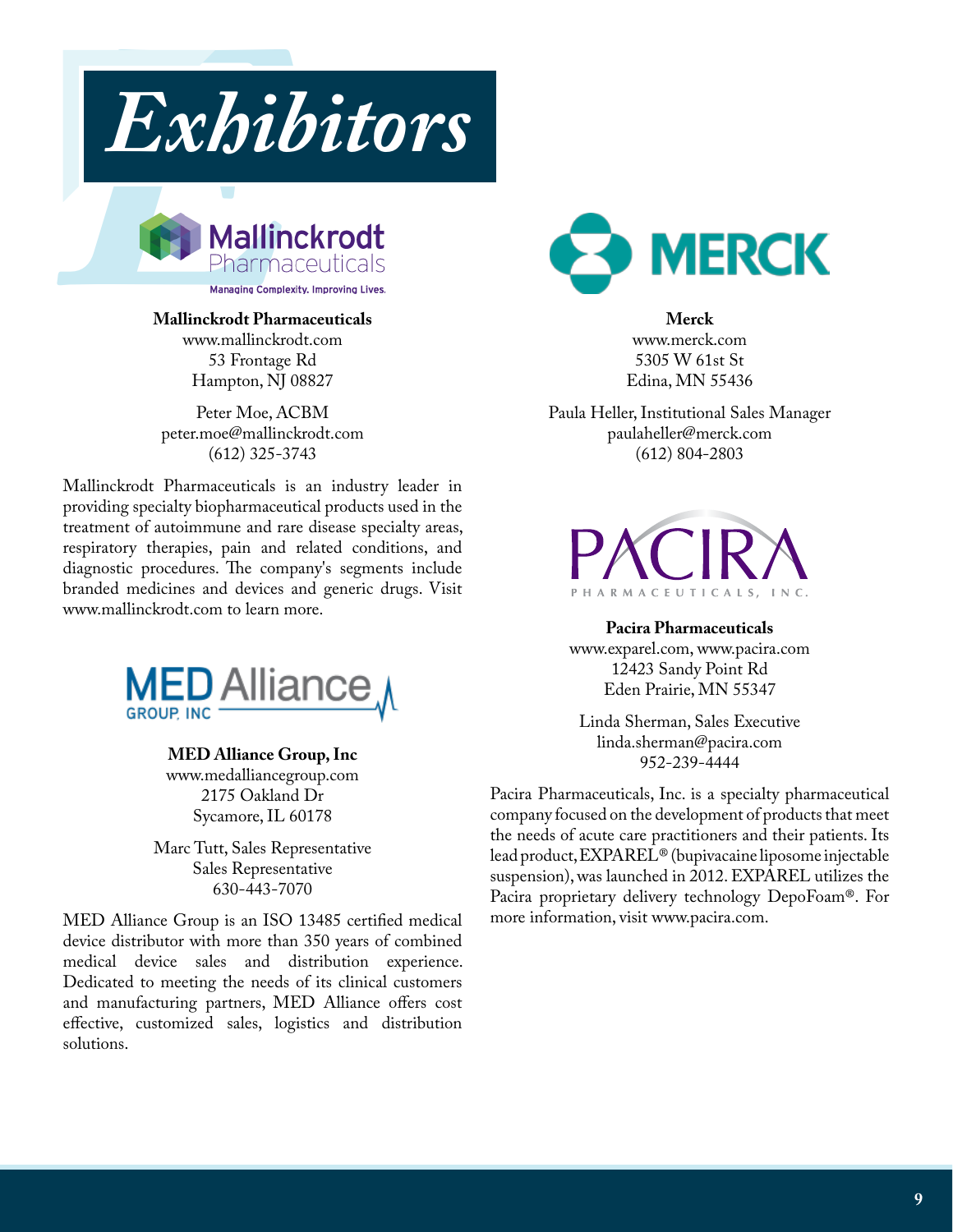# Exhibitors

**Mallinckrodt Pharmaceuticals**
www.mallinckrodt.com
53 Frontage Rd
Hampton, NJ 08827

Peter Moe, ACBM
peter.moe@mallinckrodt.com
(612) 325-3743

Mallinckrodt Pharmaceuticals is an industry leader in providing specialty biopharmaceutical products used in the treatment of autoimmune and rare disease specialty areas, respiratory therapies, pain and related conditions, and diagnostic procedures. The company's segments include branded medicines and devices and generic drugs. Visit www.mallinckrodt.com to learn more.

**MED Alliance Group, Inc**
www.medalliancegroup.com
2175 Oakland Dr
Sycamore, IL 60178

Marc Tutt, Sales Representative
Sales Representative
630-443-7070

MED Alliance Group is an ISO 13485 certified medical device distributor with more than 350 years of combined medical device sales and distribution experience. Dedicated to meeting the needs of its clinical customers and manufacturing partners, MED Alliance offers cost effective, customized sales, logistics and distribution solutions.

**Merck**
www.merck.com
5305 W 61st St
Edina, MN 55436

Paula Heller, Institutional Sales Manager
paulaheller@merck.com
(612) 804-2803

**Pacira Pharmaceuticals**
www.exparel.com, www.pacira.com
12423 Sandy Point Rd
Eden Prairie, MN 55347

Linda Sherman, Sales Executive
linda.sherman@pacira.com
952-239-4444

Pacira Pharmaceuticals, Inc. is a specialty pharmaceutical company focused on the development of products that meet the needs of acute care practitioners and their patients. Its lead product, EXPAREL® (bupivacaine liposome injectable suspension), was launched in 2012. EXPAREL utilizes the Pacira proprietary delivery technology DepoFoam®. For more information, visit www.pacira.com.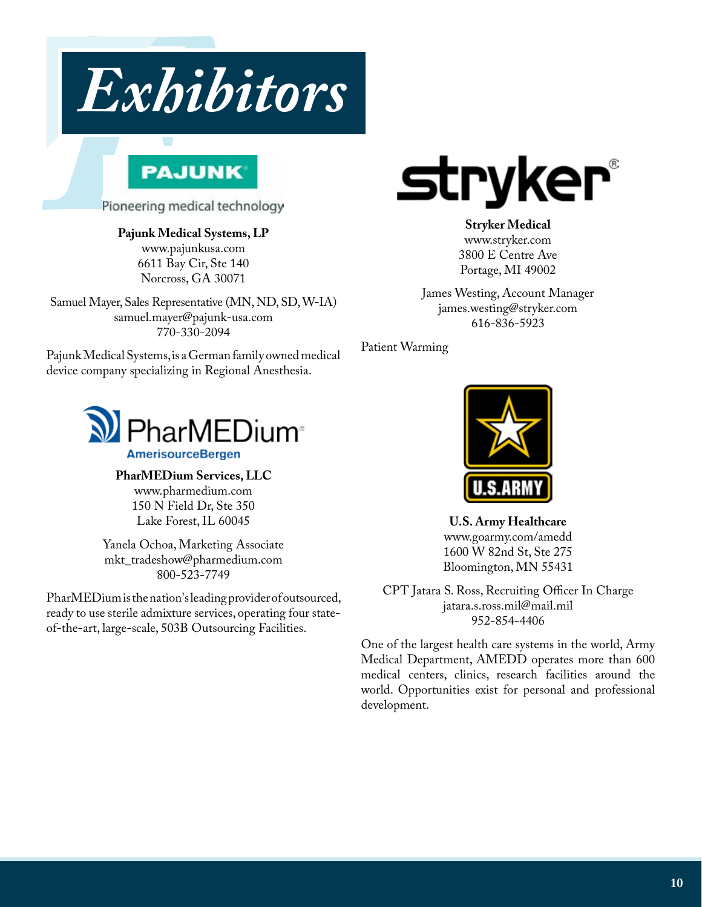# Exhibitors

PAJUNK

Pioneering medical technology

**Pajunk Medical Systems, LP**
www.pajunkusa.com
6611 Bay Cir, Ste 140
Norcross, GA 30071

Samuel Mayer, Sales Representative (MN, ND, SD, W-IA)
samuel.mayer@pajunk-usa.com
770-330-2094

Pajunk Medical Systems, is a German family owned medical device company specializing in Regional Anesthesia.

PharMEDium
AmerisourceBergen

**PharMEDium Services, LLC**
www.pharmedium.com
150 N Field Dr, Ste 350
Lake Forest, IL 60045

Yanela Ochoa, Marketing Associate
mkt_tradeshow@pharmedium.com
800-523-7749

PharMEDium is the nation's leading provider of outsourced, ready to use sterile admixture services, operating four state-of-the-art, large-scale, 503B Outsourcing Facilities.

stryker

**Stryker Medical**
www.stryker.com
3800 E Centre Ave
Portage, MI 49002

James Westing, Account Manager
james.westing@stryker.com
616-836-5923

Patient Warming

U.S.ARMY

**U.S. Army Healthcare**
www.goarmy.com/amedd
1600 W 82nd St, Ste 275
Bloomington, MN 55431

CPT Jatara S. Ross, Recruiting Officer In Charge
jatara.s.ross.mil@mail.mil
952-854-4406

One of the largest health care systems in the world, Army Medical Department, AMEDD operates more than 600 medical centers, clinics, research facilities around the world. Opportunities exist for personal and professional development.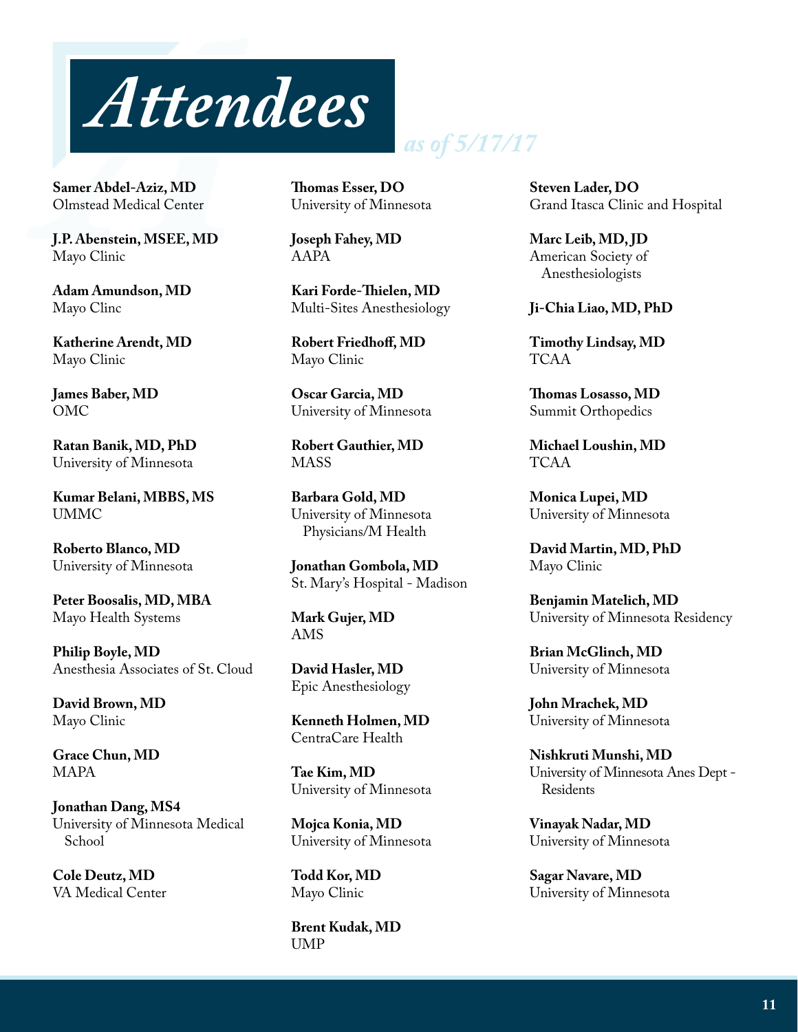# Attendees

*as of 5/17/17*

**Samer Abdel-Aziz, MD**
Olmstead Medical Center

**J.P. Abenstein, MSEE, MD**
Mayo Clinic

**Adam Amundson, MD**
Mayo Clinc

**Katherine Arendt, MD**
Mayo Clinic

**James Baber, MD**
OMC

**Ratan Banik, MD, PhD**
University of Minnesota

**Kumar Belani, MBBS, MS**
UMMC

**Roberto Blanco, MD**
University of Minnesota

**Peter Boosalis, MD, MBA**
Mayo Health Systems

**Philip Boyle, MD**
Anesthesia Associates of St. Cloud

**David Brown, MD**
Mayo Clinic

**Grace Chun, MD**
MAPA

**Jonathan Dang, MS4**
University of Minnesota Medical School

**Cole Deutz, MD**
VA Medical Center

**Thomas Esser, DO**
University of Minnesota

**Joseph Fahey, MD**
AAPA

**Kari Forde-Thielen, MD**
Multi-Sites Anesthesiology

**Robert Friedhoff, MD**
Mayo Clinic

**Oscar Garcia, MD**
University of Minnesota

**Robert Gauthier, MD**
MASS

**Barbara Gold, MD**
University of Minnesota Physicians/M Health

**Jonathan Gombola, MD**
St. Mary's Hospital - Madison

**Mark Gujer, MD**
AMS

**David Hasler, MD**
Epic Anesthesiology

**Kenneth Holmen, MD**
CentraCare Health

**Tae Kim, MD**
University of Minnesota

**Mojca Konia, MD**
University of Minnesota

**Todd Kor, MD**
Mayo Clinic

**Brent Kudak, MD**
UMP

**Steven Lader, DO**
Grand Itasca Clinic and Hospital

**Marc Leib, MD, JD**
American Society of Anesthesiologists

**Ji-Chia Liao, MD, PhD**

**Timothy Lindsay, MD**
TCAA

**Thomas Losasso, MD**
Summit Orthopedics

**Michael Loushin, MD**
TCAA

**Monica Lupei, MD**
University of Minnesota

**David Martin, MD, PhD**
Mayo Clinic

**Benjamin Matelich, MD**
University of Minnesota Residency

**Brian McGlinch, MD**
University of Minnesota

**John Mrachek, MD**
University of Minnesota

**Nishkruti Munshi, MD**
University of Minnesota Anes Dept - Residents

**Vinayak Nadar, MD**
University of Minnesota

**Sagar Navare, MD**
University of Minnesota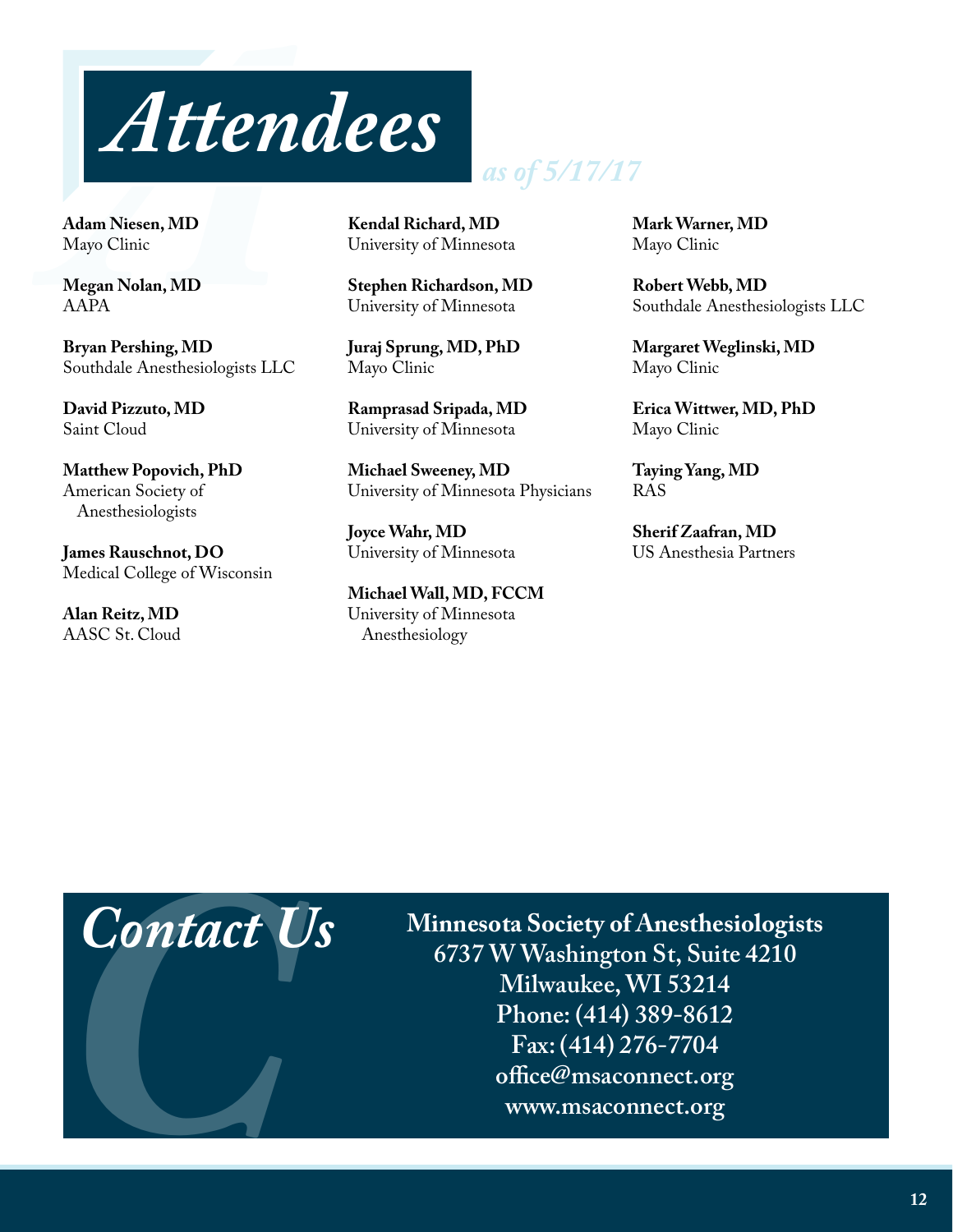# Attendees

*as of 5/17/17*

**Adam Niesen, MD**
Mayo Clinic

**Megan Nolan, MD**
AAPA

**Bryan Pershing, MD**
Southdale Anesthesiologists LLC

**David Pizzuto, MD**
Saint Cloud

**Matthew Popovich, PhD**
American Society of Anesthesiologists

**James Rauschnot, DO**
Medical College of Wisconsin

**Alan Reitz, MD**
AASC St. Cloud

**Kendal Richard, MD**
University of Minnesota

**Stephen Richardson, MD**
University of Minnesota

**Juraj Sprung, MD, PhD**
Mayo Clinic

**Ramprasad Sripada, MD**
University of Minnesota

**Michael Sweeney, MD**
University of Minnesota Physicians

**Joyce Wahr, MD**
University of Minnesota

**Michael Wall, MD, FCCM**
University of Minnesota Anesthesiology

**Mark Warner, MD**
Mayo Clinic

**Robert Webb, MD**
Southdale Anesthesiologists LLC

**Margaret Weglinski, MD**
Mayo Clinic

**Erica Wittwer, MD, PhD**
Mayo Clinic

**Taying Yang, MD**
RAS

**Sherif Zaafran, MD**
US Anesthesia Partners

## Contact Us

**Minnesota Society of Anesthesiologists**
**6737 W Washington St, Suite 4210**
**Milwaukee, WI 53214**
**Phone: (414) 389-8612**
**Fax: (414) 276-7704**
**office@msaconnect.org**
**www.msaconnect.org**